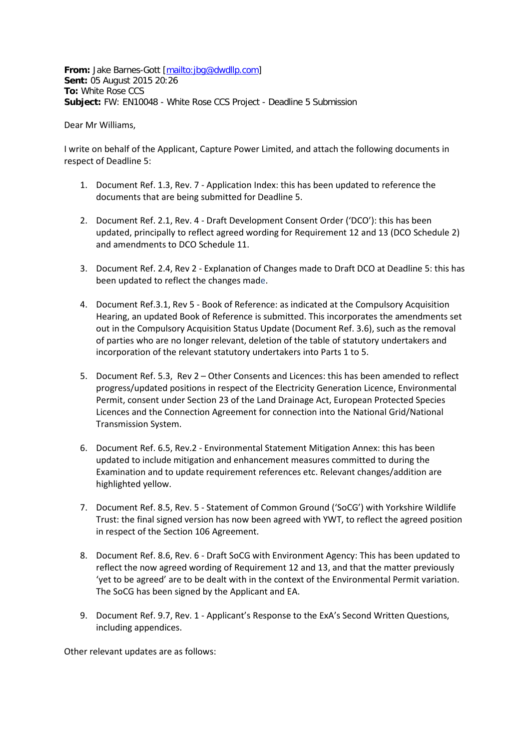**From:** Jake Barnes-Gott [mailto:jbg@dwdllp.com]
**Sent:** 05 August 2015 20:26
**To:** White Rose CCS
**Subject:** FW: EN10048 - White Rose CCS Project - Deadline 5 Submission

Dear Mr Williams,

I write on behalf of the Applicant, Capture Power Limited, and attach the following documents in respect of Deadline 5:

1. Document Ref. 1.3, Rev. 7 - Application Index: this has been updated to reference the documents that are being submitted for Deadline 5.

2. Document Ref. 2.1, Rev. 4 - Draft Development Consent Order ('DCO'): this has been updated, principally to reflect agreed wording for Requirement 12 and 13 (DCO Schedule 2) and amendments to DCO Schedule 11.

3. Document Ref. 2.4, Rev 2 - Explanation of Changes made to Draft DCO at Deadline 5: this has been updated to reflect the changes made.

4. Document Ref.3.1, Rev 5 - Book of Reference: as indicated at the Compulsory Acquisition Hearing, an updated Book of Reference is submitted. This incorporates the amendments set out in the Compulsory Acquisition Status Update (Document Ref. 3.6), such as the removal of parties who are no longer relevant, deletion of the table of statutory undertakers and incorporation of the relevant statutory undertakers into Parts 1 to 5.

5. Document Ref. 5.3, Rev 2 – Other Consents and Licences: this has been amended to reflect progress/updated positions in respect of the Electricity Generation Licence, Environmental Permit, consent under Section 23 of the Land Drainage Act, European Protected Species Licences and the Connection Agreement for connection into the National Grid/National Transmission System.

6. Document Ref. 6.5, Rev.2 - Environmental Statement Mitigation Annex: this has been updated to include mitigation and enhancement measures committed to during the Examination and to update requirement references etc. Relevant changes/addition are highlighted yellow.

7. Document Ref. 8.5, Rev. 5 - Statement of Common Ground ('SoCG') with Yorkshire Wildlife Trust: the final signed version has now been agreed with YWT, to reflect the agreed position in respect of the Section 106 Agreement.

8. Document Ref. 8.6, Rev. 6 - Draft SoCG with Environment Agency: This has been updated to reflect the now agreed wording of Requirement 12 and 13, and that the matter previously 'yet to be agreed' are to be dealt with in the context of the Environmental Permit variation. The SoCG has been signed by the Applicant and EA.

9. Document Ref. 9.7, Rev. 1 - Applicant's Response to the ExA's Second Written Questions, including appendices.

Other relevant updates are as follows: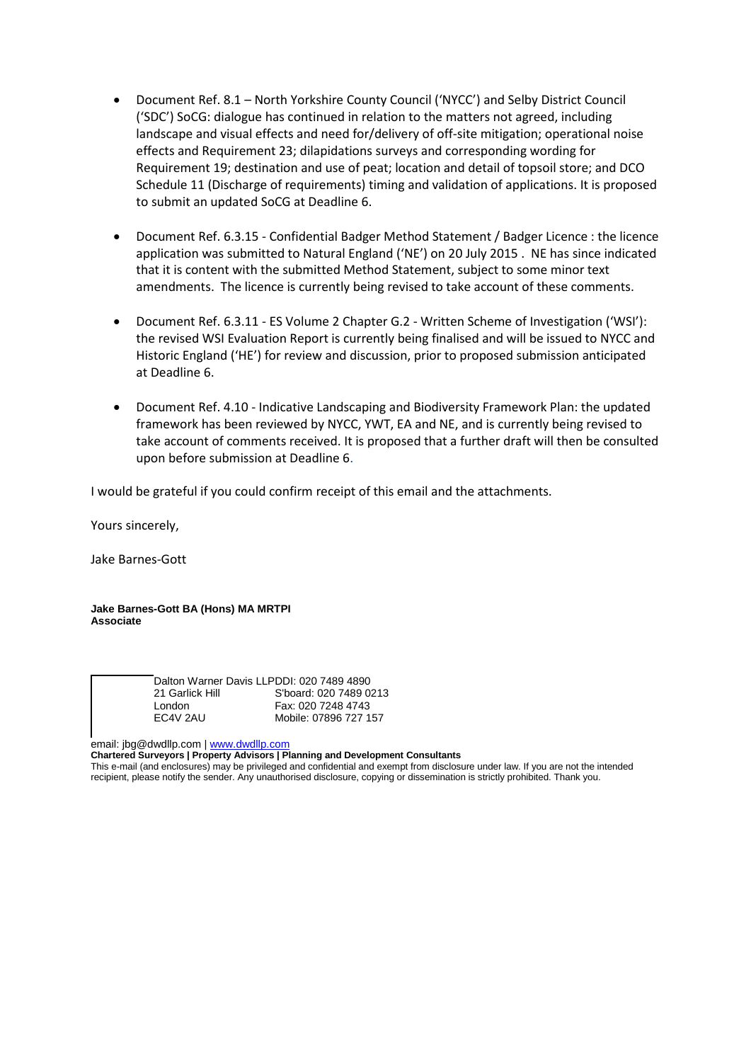- Document Ref. 8.1 – North Yorkshire County Council ('NYCC') and Selby District Council ('SDC') SoCG: dialogue has continued in relation to the matters not agreed, including landscape and visual effects and need for/delivery of off-site mitigation; operational noise effects and Requirement 23; dilapidations surveys and corresponding wording for Requirement 19; destination and use of peat; location and detail of topsoil store; and DCO Schedule 11 (Discharge of requirements) timing and validation of applications. It is proposed to submit an updated SoCG at Deadline 6.

- Document Ref. 6.3.15 - Confidential Badger Method Statement / Badger Licence : the licence application was submitted to Natural England ('NE') on 20 July 2015 . NE has since indicated that it is content with the submitted Method Statement, subject to some minor text amendments. The licence is currently being revised to take account of these comments.

- Document Ref. 6.3.11 - ES Volume 2 Chapter G.2 - Written Scheme of Investigation ('WSI'): the revised WSI Evaluation Report is currently being finalised and will be issued to NYCC and Historic England ('HE') for review and discussion, prior to proposed submission anticipated at Deadline 6.

- Document Ref. 4.10 - Indicative Landscaping and Biodiversity Framework Plan: the updated framework has been reviewed by NYCC, YWT, EA and NE, and is currently being revised to take account of comments received. It is proposed that a further draft will then be consulted upon before submission at Deadline 6.

I would be grateful if you could confirm receipt of this email and the attachments.

Yours sincerely,

Jake Barnes-Gott

**Jake Barnes-Gott BA (Hons) MA MRTPI**
**Associate**

| | |
|---|---|
| Dalton Warner Davis LLP | DDI: 020 7489 4890 |
| 21 Garlick Hill | S'board: 020 7489 0213 |
| London | Fax: 020 7248 4743 |
| EC4V 2AU | Mobile: 07896 727 157 |

email: jbg@dwdllp.com | www.dwdllp.com
**Chartered Surveyors | Property Advisors | Planning and Development Consultants**
This e-mail (and enclosures) may be privileged and confidential and exempt from disclosure under law. If you are not the intended recipient, please notify the sender. Any unauthorised disclosure, copying or dissemination is strictly prohibited. Thank you.